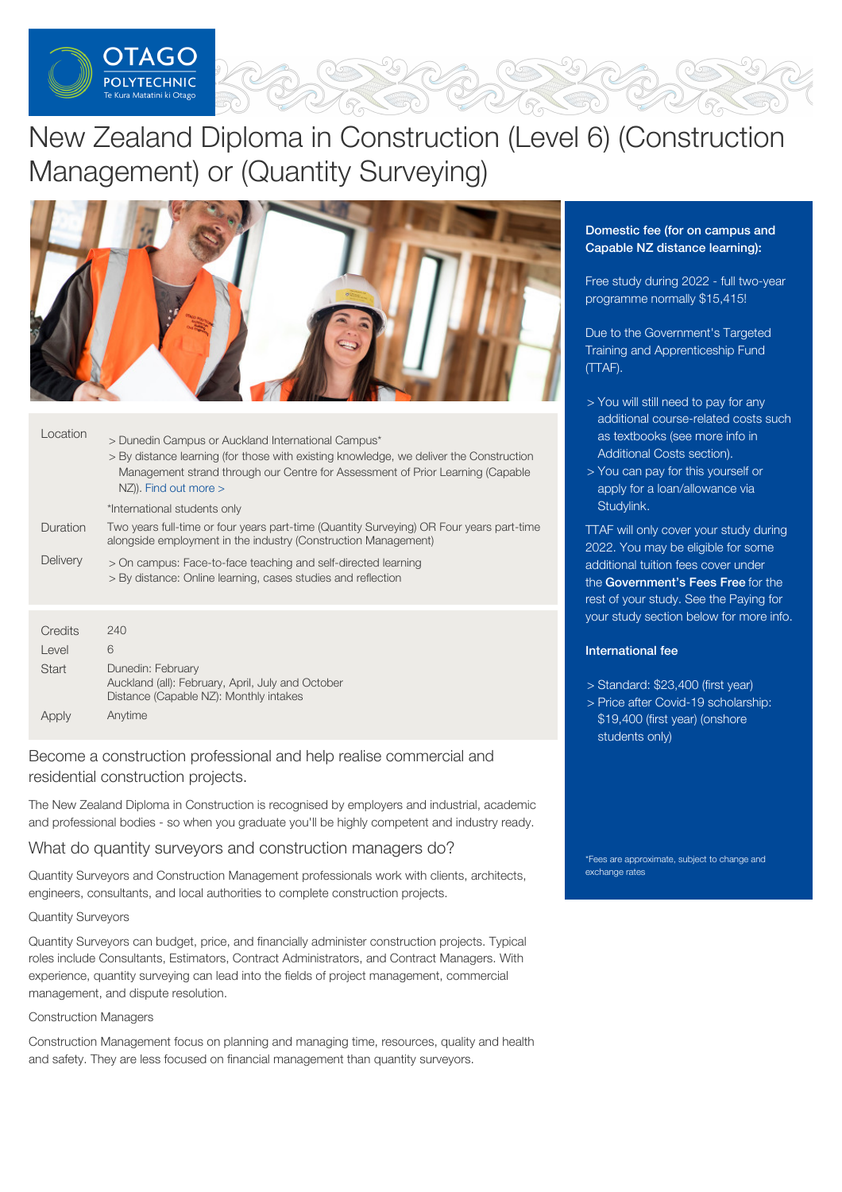# New Zealand Diploma in Construction (Level 6) (Construction Management) or (Quantity Surveying)

| | |
|---|---|
| Location | > Dunedin Campus or Auckland International Campus*<br>> By distance learning (for those with existing knowledge, we deliver the Construction Management strand through our Centre for Assessment of Prior Learning (Capable NZ)). Find out more ><br>*International students only |
| Duration | Two years full-time or four years part-time (Quantity Surveying) OR Four years part-time alongside employment in the industry (Construction Management) |
| Delivery | > On campus: Face-to-face teaching and self-directed learning<br>> By distance: Online learning, cases studies and reflection |

| | |
|---|---|
| Credits | 240 |
| Level | 6 |
| Start | Dunedin: February<br>Auckland (all): February, April, July and October<br>Distance (Capable NZ): Monthly intakes |
| Apply | Anytime |

**Domestic fee (for on campus and Capable NZ distance learning):**

Free study during 2022 - full two-year programme normally $15,415!

Due to the Government's Targeted Training and Apprenticeship Fund (TTAF).

- You will still need to pay for any additional course-related costs such as textbooks (see more info in Additional Costs section).
- You can pay for this yourself or apply for a loan/allowance via Studylink.

TTAF will only cover your study during 2022. You may be eligible for some additional tuition fees cover under the **Government's Fees Free** for the rest of your study. See the Paying for your study section below for more info.

**International fee**

- Standard: $23,400 (first year)
- Price after Covid-19 scholarship: $19,400 (first year) (onshore students only)

*Fees are approximate, subject to change and exchange rates

## Become a construction professional and help realise commercial and residential construction projects.

The New Zealand Diploma in Construction is recognised by employers and industrial, academic and professional bodies - so when you graduate you'll be highly competent and industry ready.

## What do quantity surveyors and construction managers do?

Quantity Surveyors and Construction Management professionals work with clients, architects, engineers, consultants, and local authorities to complete construction projects.

### Quantity Surveyors

Quantity Surveyors can budget, price, and financially administer construction projects. Typical roles include Consultants, Estimators, Contract Administrators, and Contract Managers. With experience, quantity surveying can lead into the fields of project management, commercial management, and dispute resolution.

### Construction Managers

Construction Management focus on planning and managing time, resources, quality and health and safety. They are less focused on financial management than quantity surveyors.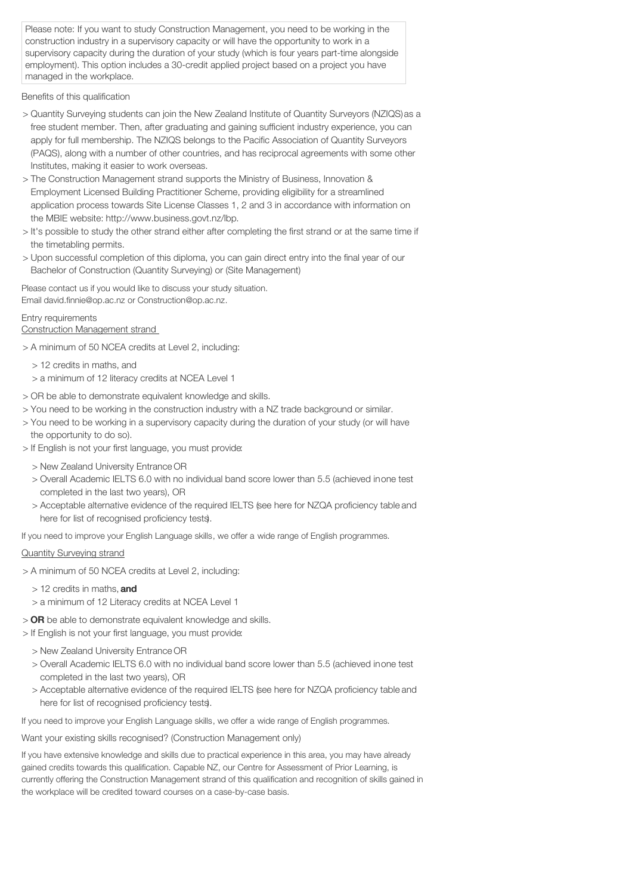> Please note: If you want to study Construction Management, you need to be working in the construction industry in a supervisory capacity or will have the opportunity to work in a supervisory capacity during the duration of your study (which is four years part-time alongside employment). This option includes a 30-credit applied project based on a project you have managed in the workplace.

Benefits of this qualification

- Quantity Surveying students can join the New Zealand Institute of Quantity Surveyors (NZIQS) as a free student member. Then, after graduating and gaining sufficient industry experience, you can apply for full membership. The NZIQS belongs to the Pacific Association of Quantity Surveyors (PAQS), along with a number of other countries, and has reciprocal agreements with some other Institutes, making it easier to work overseas.
- The Construction Management strand supports the Ministry of Business, Innovation & Employment Licensed Building Practitioner Scheme, providing eligibility for a streamlined application process towards Site License Classes 1, 2 and 3 in accordance with information on the MBIE website: http://www.business.govt.nz/lbp.
- It's possible to study the other strand either after completing the first strand or at the same time if the timetabling permits.
- Upon successful completion of this diploma, you can gain direct entry into the final year of our Bachelor of Construction (Quantity Surveying) or (Site Management)

Please contact us if you would like to discuss your study situation.
Email david.finnie@op.ac.nz or Construction@op.ac.nz.

Entry requirements

Construction Management strand

- A minimum of 50 NCEA credits at Level 2, including:
  - 12 credits in maths, and
  - a minimum of 12 literacy credits at NCEA Level 1
- OR be able to demonstrate equivalent knowledge and skills.
- You need to be working in the construction industry with a NZ trade background or similar.
- You need to be working in a supervisory capacity during the duration of your study (or will have the opportunity to do so).
- If English is not your first language, you must provide:
  - New Zealand University Entrance OR
  - Overall Academic IELTS 6.0 with no individual band score lower than 5.5 (achieved in one test completed in the last two years), OR
  - Acceptable alternative evidence of the required IELTS (see here for NZQA proficiency table and here for list of recognised proficiency tests).

If you need to improve your English Language skills, we offer a wide range of English programmes.

Quantity Surveying strand

- A minimum of 50 NCEA credits at Level 2, including:
  - 12 credits in maths, **and**
  - a minimum of 12 Literacy credits at NCEA Level 1
- **OR** be able to demonstrate equivalent knowledge and skills.
- If English is not your first language, you must provide:
  - New Zealand University Entrance OR
  - Overall Academic IELTS 6.0 with no individual band score lower than 5.5 (achieved in one test completed in the last two years), OR
  - Acceptable alternative evidence of the required IELTS (see here for NZQA proficiency table and here for list of recognised proficiency tests).

If you need to improve your English Language skills, we offer a wide range of English programmes.

Want your existing skills recognised? (Construction Management only)

If you have extensive knowledge and skills due to practical experience in this area, you may have already gained credits towards this qualification. Capable NZ, our Centre for Assessment of Prior Learning, is currently offering the Construction Management strand of this qualification and recognition of skills gained in the workplace will be credited toward courses on a case-by-case basis.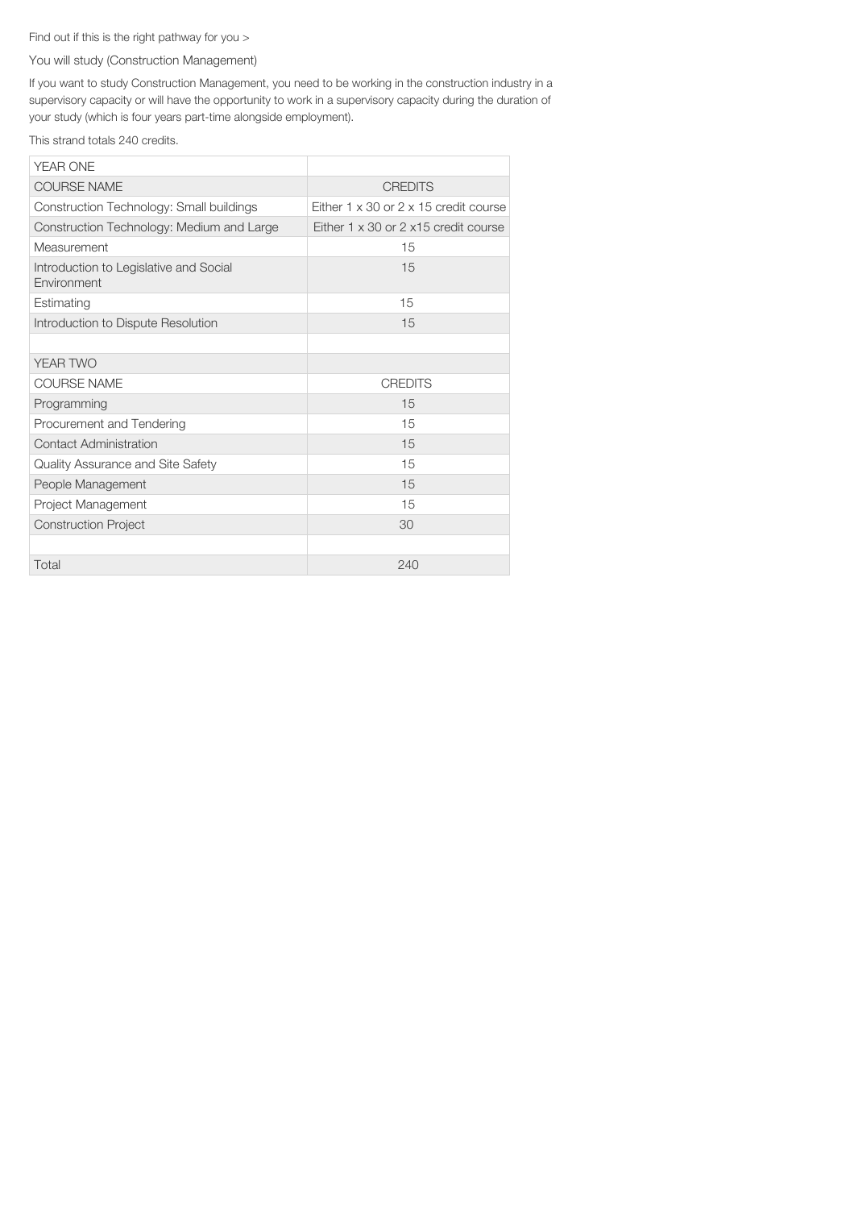Find out if this is the right pathway for you >

You will study (Construction Management)

If you want to study Construction Management, you need to be working in the construction industry in a supervisory capacity or will have the opportunity to work in a supervisory capacity during the duration of your study (which is four years part-time alongside employment).

This strand totals 240 credits.

| YEAR ONE | |
|---|---|
| COURSE NAME | CREDITS |
| Construction Technology: Small buildings | Either 1 x 30 or 2 x 15 credit course |
| Construction Technology: Medium and Large | Either 1 x 30 or 2 x15 credit course |
| Measurement | 15 |
| Introduction to Legislative and Social Environment | 15 |
| Estimating | 15 |
| Introduction to Dispute Resolution | 15 |
| | |
| YEAR TWO | |
| COURSE NAME | CREDITS |
| Programming | 15 |
| Procurement and Tendering | 15 |
| Contact Administration | 15 |
| Quality Assurance and Site Safety | 15 |
| People Management | 15 |
| Project Management | 15 |
| Construction Project | 30 |
| | |
| Total | 240 |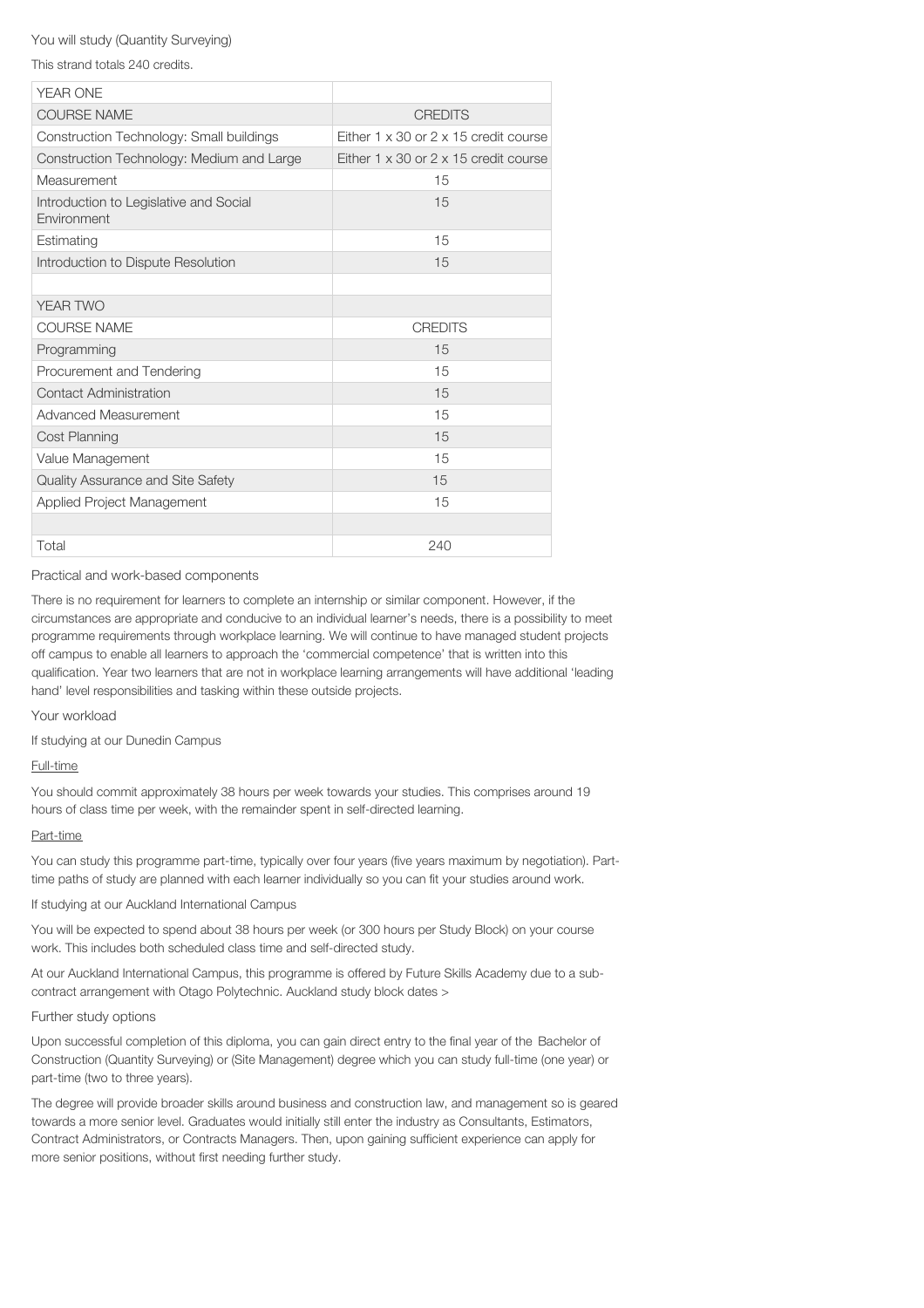You will study (Quantity Surveying)

This strand totals 240 credits.

| YEAR ONE | |
|---|---|
| COURSE NAME | CREDITS |
| Construction Technology: Small buildings | Either 1 x 30 or 2 x 15 credit course |
| Construction Technology: Medium and Large | Either 1 x 30 or 2 x 15 credit course |
| Measurement | 15 |
| Introduction to Legislative and Social Environment | 15 |
| Estimating | 15 |
| Introduction to Dispute Resolution | 15 |
| | |
| YEAR TWO | |
| COURSE NAME | CREDITS |
| Programming | 15 |
| Procurement and Tendering | 15 |
| Contact Administration | 15 |
| Advanced Measurement | 15 |
| Cost Planning | 15 |
| Value Management | 15 |
| Quality Assurance and Site Safety | 15 |
| Applied Project Management | 15 |
| | |
| Total | 240 |

Practical and work-based components

There is no requirement for learners to complete an internship or similar component. However, if the circumstances are appropriate and conducive to an individual learner's needs, there is a possibility to meet programme requirements through workplace learning. We will continue to have managed student projects off campus to enable all learners to approach the 'commercial competence' that is written into this qualification. Year two learners that are not in workplace learning arrangements will have additional 'leading hand' level responsibilities and tasking within these outside projects.

Your workload

If studying at our Dunedin Campus

Full-time

You should commit approximately 38 hours per week towards your studies. This comprises around 19 hours of class time per week, with the remainder spent in self-directed learning.

Part-time

You can study this programme part-time, typically over four years (five years maximum by negotiation). Part-time paths of study are planned with each learner individually so you can fit your studies around work.

If studying at our Auckland International Campus

You will be expected to spend about 38 hours per week (or 300 hours per Study Block) on your course work. This includes both scheduled class time and self-directed study.

At our Auckland International Campus, this programme is offered by Future Skills Academy due to a sub-contract arrangement with Otago Polytechnic. Auckland study block dates >

Further study options

Upon successful completion of this diploma, you can gain direct entry to the final year of the Bachelor of Construction (Quantity Surveying) or (Site Management) degree which you can study full-time (one year) or part-time (two to three years).

The degree will provide broader skills around business and construction law, and management so is geared towards a more senior level. Graduates would initially still enter the industry as Consultants, Estimators, Contract Administrators, or Contracts Managers. Then, upon gaining sufficient experience can apply for more senior positions, without first needing further study.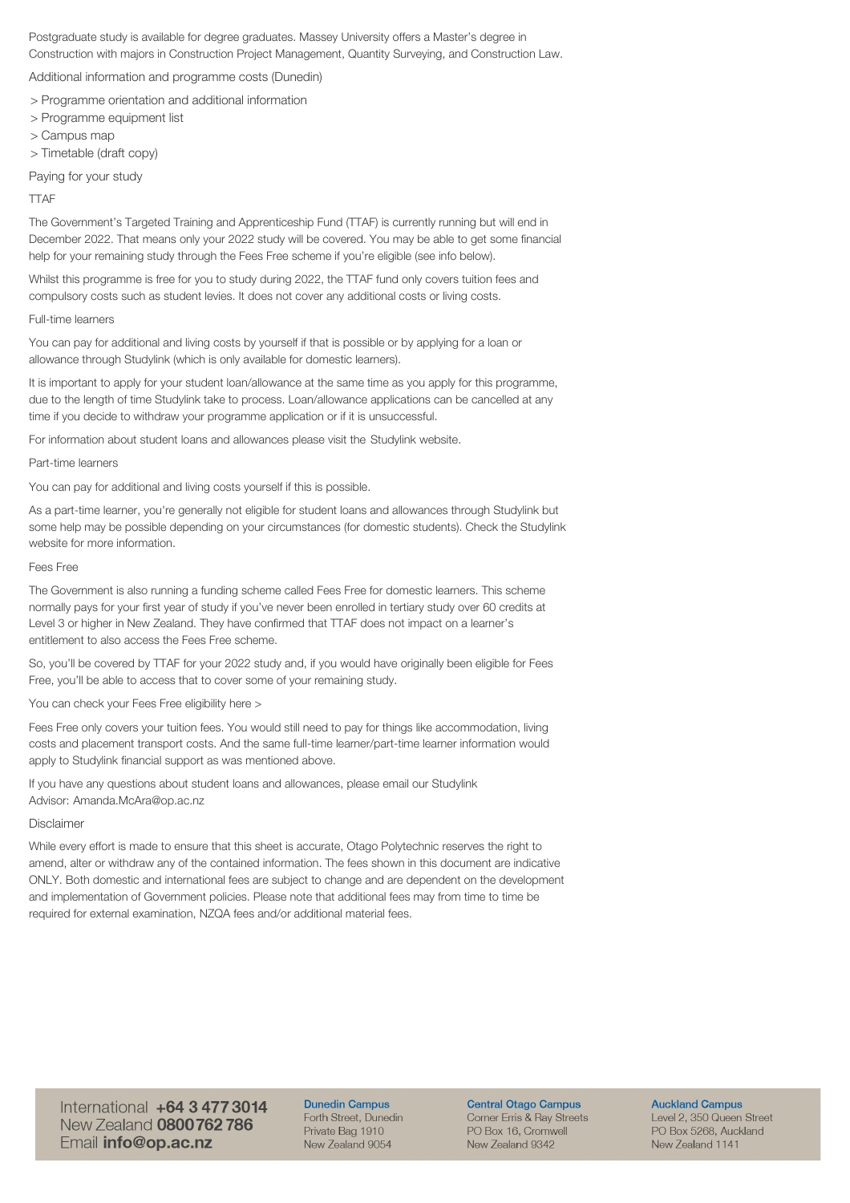Postgraduate study is available for degree graduates. Massey University offers a Master's degree in Construction with majors in Construction Project Management, Quantity Surveying, and Construction Law.

Additional information and programme costs (Dunedin)

> Programme orientation and additional information
> Programme equipment list
> Campus map
> Timetable (draft copy)

## Paying for your study

### TTAF

The Government's Targeted Training and Apprenticeship Fund (TTAF) is currently running but will end in December 2022. That means only your 2022 study will be covered. You may be able to get some financial help for your remaining study through the Fees Free scheme if you're eligible (see info below).

Whilst this programme is free for you to study during 2022, the TTAF fund only covers tuition fees and compulsory costs such as student levies. It does not cover any additional costs or living costs.

### Full-time learners

You can pay for additional and living costs by yourself if that is possible or by applying for a loan or allowance through Studylink (which is only available for domestic learners).

It is important to apply for your student loan/allowance at the same time as you apply for this programme, due to the length of time Studylink take to process. Loan/allowance applications can be cancelled at any time if you decide to withdraw your programme application or if it is unsuccessful.

For information about student loans and allowances please visit the Studylink website.

### Part-time learners

You can pay for additional and living costs yourself if this is possible.

As a part-time learner, you're generally not eligible for student loans and allowances through Studylink but some help may be possible depending on your circumstances (for domestic students). Check the Studylink website for more information.

### Fees Free

The Government is also running a funding scheme called Fees Free for domestic learners. This scheme normally pays for your first year of study if you've never been enrolled in tertiary study over 60 credits at Level 3 or higher in New Zealand. They have confirmed that TTAF does not impact on a learner's entitlement to also access the Fees Free scheme.

So, you'll be covered by TTAF for your 2022 study and, if you would have originally been eligible for Fees Free, you'll be able to access that to cover some of your remaining study.

You can check your Fees Free eligibility here >

Fees Free only covers your tuition fees. You would still need to pay for things like accommodation, living costs and placement transport costs. And the same full-time learner/part-time learner information would apply to Studylink financial support as was mentioned above.

If you have any questions about student loans and allowances, please email our Studylink Advisor: Amanda.McAra@op.ac.nz

### Disclaimer

While every effort is made to ensure that this sheet is accurate, Otago Polytechnic reserves the right to amend, alter or withdraw any of the contained information. The fees shown in this document are indicative ONLY. Both domestic and international fees are subject to change and are dependent on the development and implementation of Government policies. Please note that additional fees may from time to time be required for external examination, NZQA fees and/or additional material fees.

International **+64 3 477 3014**
New Zealand **0800 762 786**
Email **info@op.ac.nz**

**Dunedin Campus**
Forth Street, Dunedin
Private Bag 1910
New Zealand 9054

**Central Otago Campus**
Corner Erris & Ray Streets
PO Box 16, Cromwell
New Zealand 9342

**Auckland Campus**
Level 2, 350 Queen Street
PO Box 5268, Auckland
New Zealand 1141